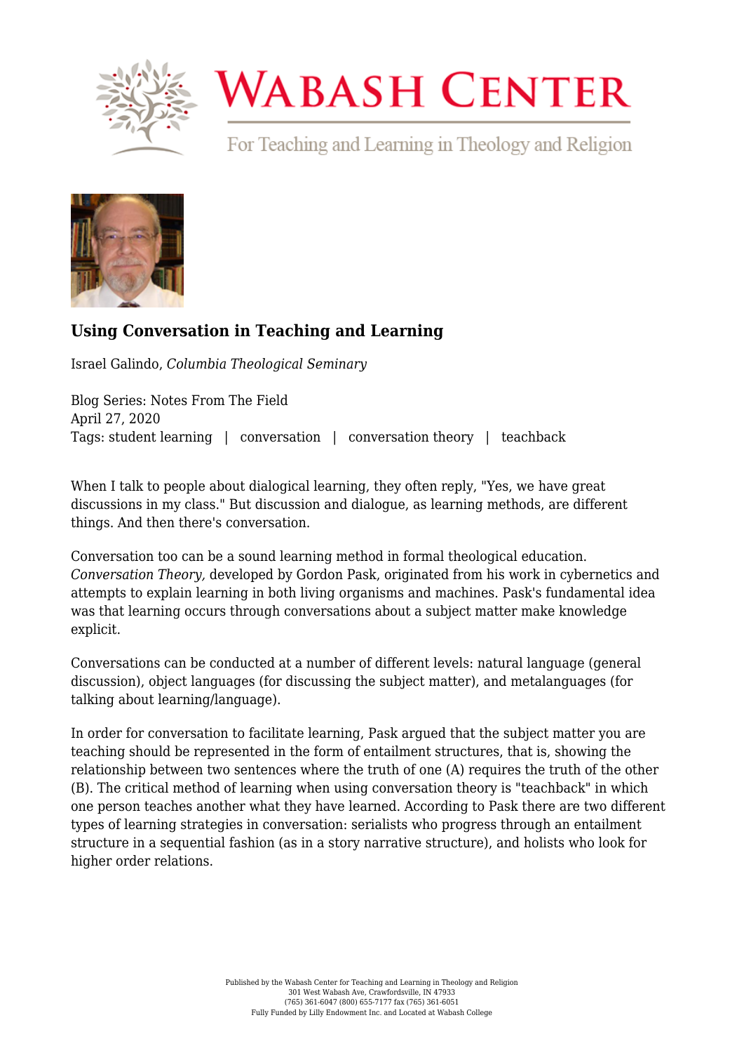# Wabash Center

For Teaching and Learning in Theology and Religion

## Using Conversation in Teaching and Learning

Israel Galindo, *Columbia Theological Seminary*

Blog Series: Notes From The Field
April 27, 2020
Tags: student learning | conversation | conversation theory | teachback

When I talk to people about dialogical learning, they often reply, "Yes, we have great discussions in my class." But discussion and dialogue, as learning methods, are different things. And then there's conversation.

Conversation too can be a sound learning method in formal theological education. *Conversation Theory,* developed by Gordon Pask, originated from his work in cybernetics and attempts to explain learning in both living organisms and machines. Pask's fundamental idea was that learning occurs through conversations about a subject matter make knowledge explicit.

Conversations can be conducted at a number of different levels: natural language (general discussion), object languages (for discussing the subject matter), and metalanguages (for talking about learning/language).

In order for conversation to facilitate learning, Pask argued that the subject matter you are teaching should be represented in the form of entailment structures, that is, showing the relationship between two sentences where the truth of one (A) requires the truth of the other (B). The critical method of learning when using conversation theory is "teachback" in which one person teaches another what they have learned. According to Pask there are two different types of learning strategies in conversation: serialists who progress through an entailment structure in a sequential fashion (as in a story narrative structure), and holists who look for higher order relations.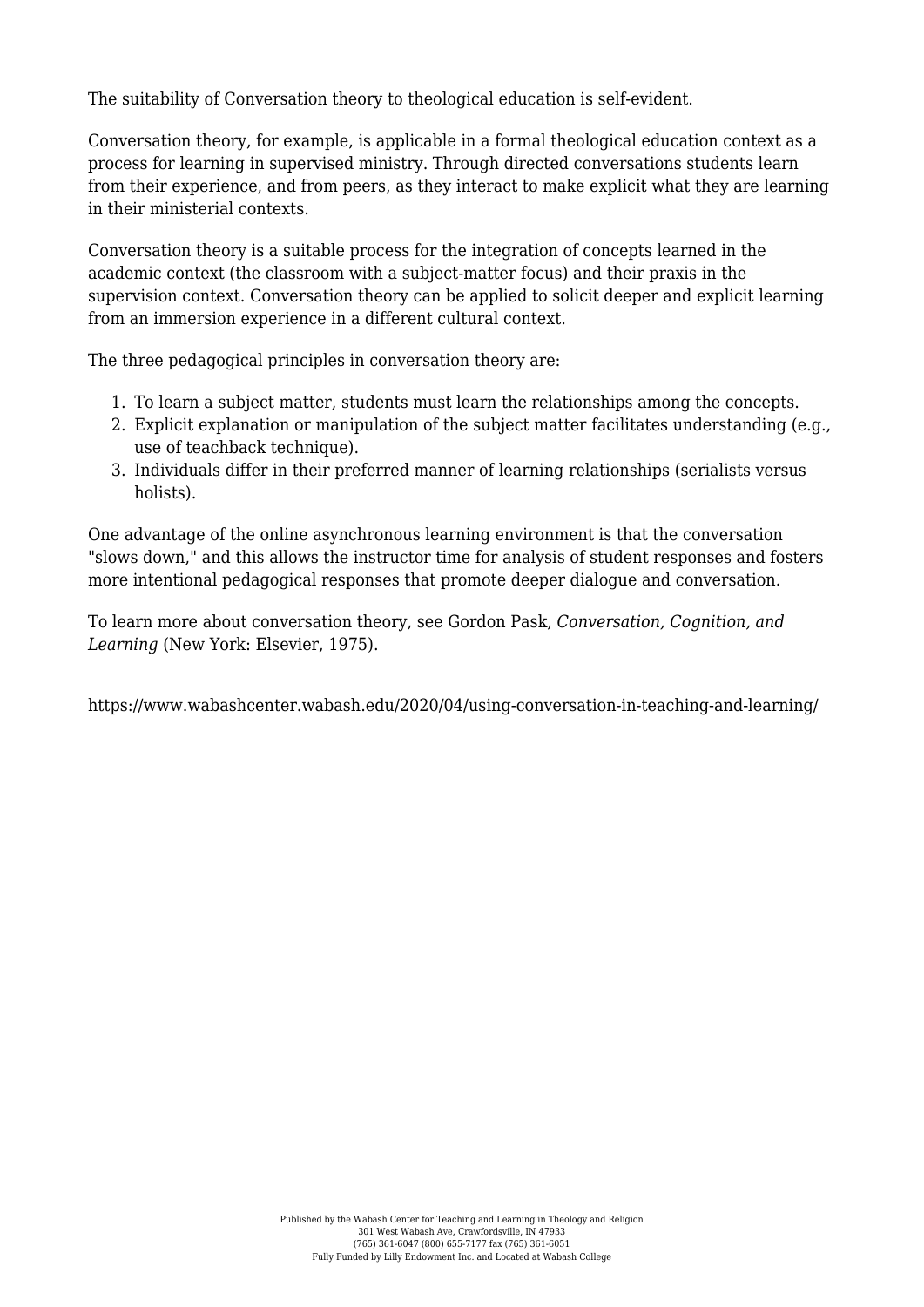The suitability of Conversation theory to theological education is self-evident.

Conversation theory, for example, is applicable in a formal theological education context as a process for learning in supervised ministry. Through directed conversations students learn from their experience, and from peers, as they interact to make explicit what they are learning in their ministerial contexts.

Conversation theory is a suitable process for the integration of concepts learned in the academic context (the classroom with a subject-matter focus) and their praxis in the supervision context. Conversation theory can be applied to solicit deeper and explicit learning from an immersion experience in a different cultural context.

The three pedagogical principles in conversation theory are:

1. To learn a subject matter, students must learn the relationships among the concepts.
2. Explicit explanation or manipulation of the subject matter facilitates understanding (e.g., use of teachback technique).
3. Individuals differ in their preferred manner of learning relationships (serialists versus holists).

One advantage of the online asynchronous learning environment is that the conversation "slows down," and this allows the instructor time for analysis of student responses and fosters more intentional pedagogical responses that promote deeper dialogue and conversation.

To learn more about conversation theory, see Gordon Pask, *Conversation, Cognition, and Learning* (New York: Elsevier, 1975).

https://www.wabashcenter.wabash.edu/2020/04/using-conversation-in-teaching-and-learning/